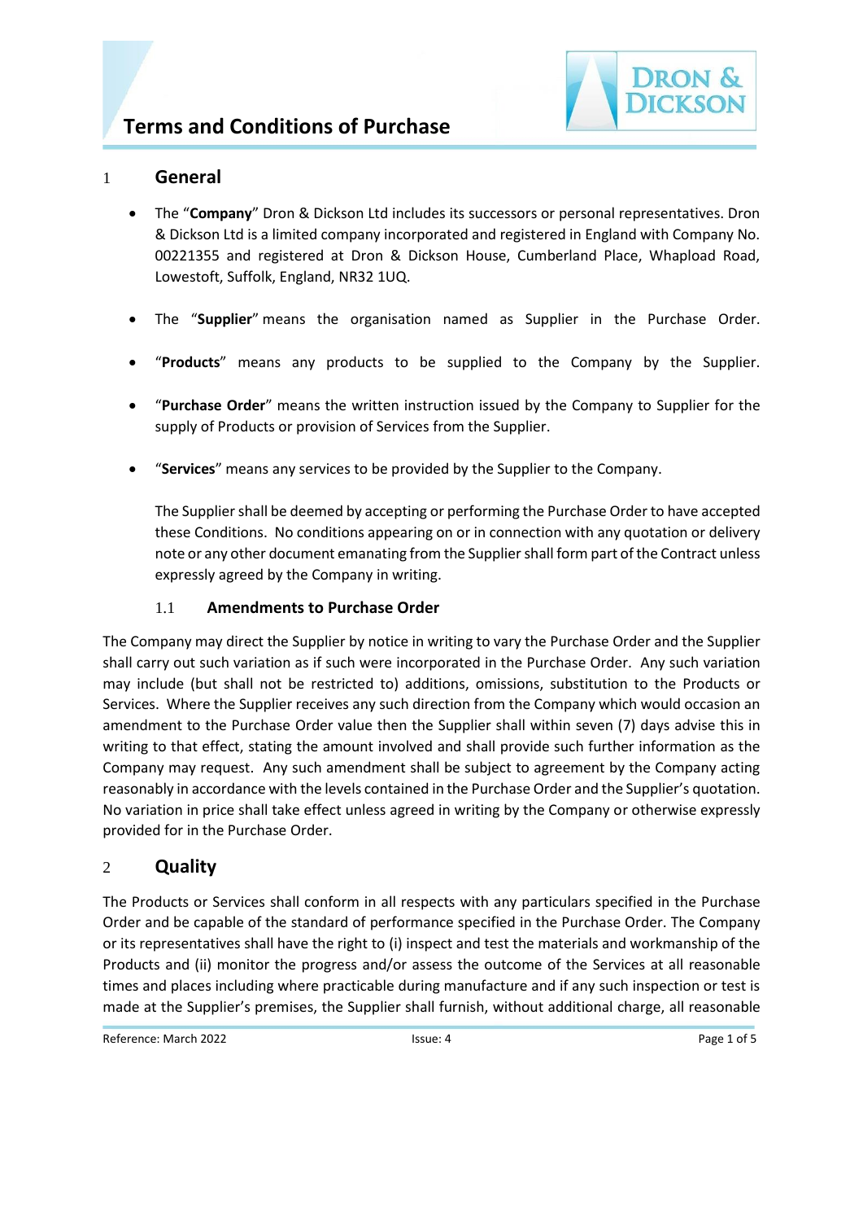# Terms and Conditions of Purchase

## 1 General

- The "**Company**" Dron & Dickson Ltd includes its successors or personal representatives. Dron & Dickson Ltd is a limited company incorporated and registered in England with Company No. 00221355 and registered at Dron & Dickson House, Cumberland Place, Whapload Road, Lowestoft, Suffolk, England, NR32 1UQ.
- The "**Supplier**" means the organisation named as Supplier in the Purchase Order.
- "**Products**" means any products to be supplied to the Company by the Supplier.
- "**Purchase Order**" means the written instruction issued by the Company to Supplier for the supply of Products or provision of Services from the Supplier.
- "**Services**" means any services to be provided by the Supplier to the Company.

  The Supplier shall be deemed by accepting or performing the Purchase Order to have accepted these Conditions. No conditions appearing on or in connection with any quotation or delivery note or any other document emanating from the Supplier shall form part of the Contract unless expressly agreed by the Company in writing.

### 1.1 Amendments to Purchase Order

The Company may direct the Supplier by notice in writing to vary the Purchase Order and the Supplier shall carry out such variation as if such were incorporated in the Purchase Order. Any such variation may include (but shall not be restricted to) additions, omissions, substitution to the Products or Services. Where the Supplier receives any such direction from the Company which would occasion an amendment to the Purchase Order value then the Supplier shall within seven (7) days advise this in writing to that effect, stating the amount involved and shall provide such further information as the Company may request. Any such amendment shall be subject to agreement by the Company acting reasonably in accordance with the levels contained in the Purchase Order and the Supplier's quotation. No variation in price shall take effect unless agreed in writing by the Company or otherwise expressly provided for in the Purchase Order.

## 2 Quality

The Products or Services shall conform in all respects with any particulars specified in the Purchase Order and be capable of the standard of performance specified in the Purchase Order. The Company or its representatives shall have the right to (i) inspect and test the materials and workmanship of the Products and (ii) monitor the progress and/or assess the outcome of the Services at all reasonable times and places including where practicable during manufacture and if any such inspection or test is made at the Supplier's premises, the Supplier shall furnish, without additional charge, all reasonable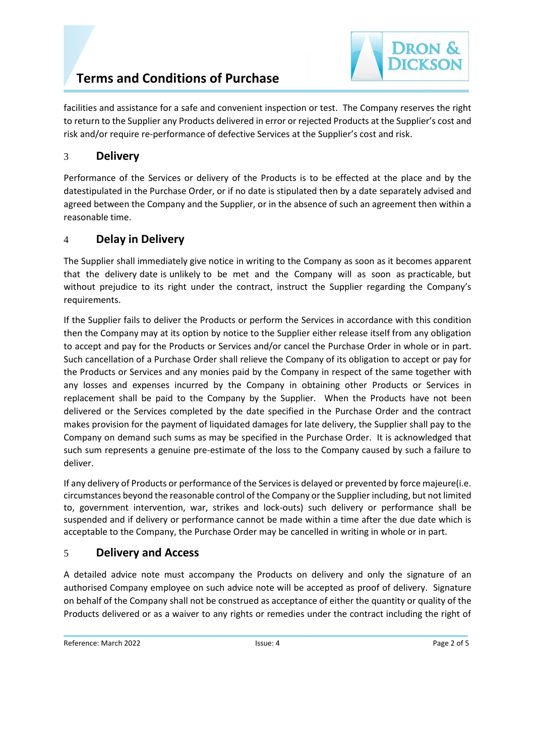facilities and assistance for a safe and convenient inspection or test. The Company reserves the right to return to the Supplier any Products delivered in error or rejected Products at the Supplier's cost and risk and/or require re-performance of defective Services at the Supplier's cost and risk.

## 3 Delivery

Performance of the Services or delivery of the Products is to be effected at the place and by the datestipulated in the Purchase Order, or if no date is stipulated then by a date separately advised and agreed between the Company and the Supplier, or in the absence of such an agreement then within a reasonable time.

## 4 Delay in Delivery

The Supplier shall immediately give notice in writing to the Company as soon as it becomes apparent that the delivery date is unlikely to be met and the Company will as soon as practicable, but without prejudice to its right under the contract, instruct the Supplier regarding the Company's requirements.

If the Supplier fails to deliver the Products or perform the Services in accordance with this condition then the Company may at its option by notice to the Supplier either release itself from any obligation to accept and pay for the Products or Services and/or cancel the Purchase Order in whole or in part. Such cancellation of a Purchase Order shall relieve the Company of its obligation to accept or pay for the Products or Services and any monies paid by the Company in respect of the same together with any losses and expenses incurred by the Company in obtaining other Products or Services in replacement shall be paid to the Company by the Supplier. When the Products have not been delivered or the Services completed by the date specified in the Purchase Order and the contract makes provision for the payment of liquidated damages for late delivery, the Supplier shall pay to the Company on demand such sums as may be specified in the Purchase Order. It is acknowledged that such sum represents a genuine pre-estimate of the loss to the Company caused by such a failure to deliver.

If any delivery of Products or performance of the Services is delayed or prevented by force majeure(i.e. circumstances beyond the reasonable control of the Company or the Supplier including, but not limited to, government intervention, war, strikes and lock-outs) such delivery or performance shall be suspended and if delivery or performance cannot be made within a time after the due date which is acceptable to the Company, the Purchase Order may be cancelled in writing in whole or in part.

## 5 Delivery and Access

A detailed advice note must accompany the Products on delivery and only the signature of an authorised Company employee on such advice note will be accepted as proof of delivery. Signature on behalf of the Company shall not be construed as acceptance of either the quantity or quality of the Products delivered or as a waiver to any rights or remedies under the contract including the right of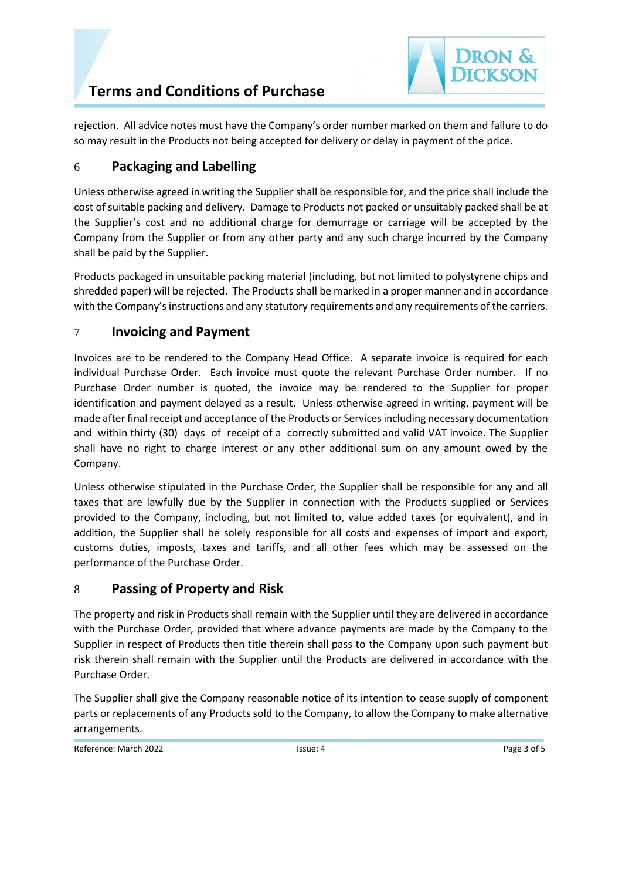rejection. All advice notes must have the Company's order number marked on them and failure to do so may result in the Products not being accepted for delivery or delay in payment of the price.

## 6 Packaging and Labelling

Unless otherwise agreed in writing the Supplier shall be responsible for, and the price shall include the cost of suitable packing and delivery. Damage to Products not packed or unsuitably packed shall be at the Supplier's cost and no additional charge for demurrage or carriage will be accepted by the Company from the Supplier or from any other party and any such charge incurred by the Company shall be paid by the Supplier.

Products packaged in unsuitable packing material (including, but not limited to polystyrene chips and shredded paper) will be rejected. The Products shall be marked in a proper manner and in accordance with the Company's instructions and any statutory requirements and any requirements of the carriers.

## 7 Invoicing and Payment

Invoices are to be rendered to the Company Head Office. A separate invoice is required for each individual Purchase Order. Each invoice must quote the relevant Purchase Order number. If no Purchase Order number is quoted, the invoice may be rendered to the Supplier for proper identification and payment delayed as a result. Unless otherwise agreed in writing, payment will be made after final receipt and acceptance of the Products or Services including necessary documentation and within thirty (30) days of receipt of a correctly submitted and valid VAT invoice. The Supplier shall have no right to charge interest or any other additional sum on any amount owed by the Company.

Unless otherwise stipulated in the Purchase Order, the Supplier shall be responsible for any and all taxes that are lawfully due by the Supplier in connection with the Products supplied or Services provided to the Company, including, but not limited to, value added taxes (or equivalent), and in addition, the Supplier shall be solely responsible for all costs and expenses of import and export, customs duties, imposts, taxes and tariffs, and all other fees which may be assessed on the performance of the Purchase Order.

## 8 Passing of Property and Risk

The property and risk in Products shall remain with the Supplier until they are delivered in accordance with the Purchase Order, provided that where advance payments are made by the Company to the Supplier in respect of Products then title therein shall pass to the Company upon such payment but risk therein shall remain with the Supplier until the Products are delivered in accordance with the Purchase Order.

The Supplier shall give the Company reasonable notice of its intention to cease supply of component parts or replacements of any Products sold to the Company, to allow the Company to make alternative arrangements.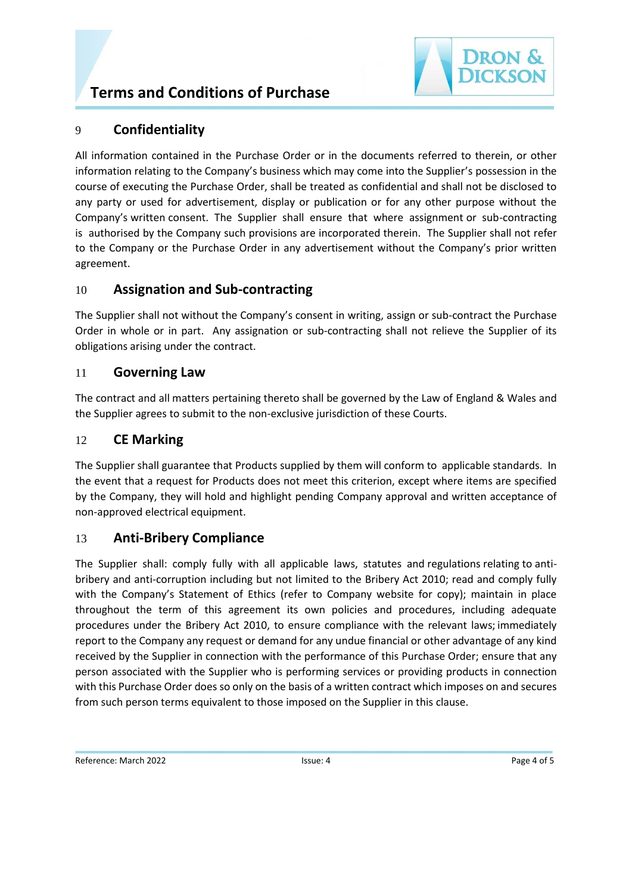## 9 Confidentiality

All information contained in the Purchase Order or in the documents referred to therein, or other information relating to the Company's business which may come into the Supplier's possession in the course of executing the Purchase Order, shall be treated as confidential and shall not be disclosed to any party or used for advertisement, display or publication or for any other purpose without the Company's written consent. The Supplier shall ensure that where assignment or sub-contracting is authorised by the Company such provisions are incorporated therein. The Supplier shall not refer to the Company or the Purchase Order in any advertisement without the Company's prior written agreement.

## 10 Assignation and Sub-contracting

The Supplier shall not without the Company's consent in writing, assign or sub-contract the Purchase Order in whole or in part. Any assignation or sub-contracting shall not relieve the Supplier of its obligations arising under the contract.

## 11 Governing Law

The contract and all matters pertaining thereto shall be governed by the Law of England & Wales and the Supplier agrees to submit to the non-exclusive jurisdiction of these Courts.

## 12 CE Marking

The Supplier shall guarantee that Products supplied by them will conform to applicable standards. In the event that a request for Products does not meet this criterion, except where items are specified by the Company, they will hold and highlight pending Company approval and written acceptance of non-approved electrical equipment.

## 13 Anti-Bribery Compliance

The Supplier shall: comply fully with all applicable laws, statutes and regulations relating to anti-bribery and anti-corruption including but not limited to the Bribery Act 2010; read and comply fully with the Company's Statement of Ethics (refer to Company website for copy); maintain in place throughout the term of this agreement its own policies and procedures, including adequate procedures under the Bribery Act 2010, to ensure compliance with the relevant laws; immediately report to the Company any request or demand for any undue financial or other advantage of any kind received by the Supplier in connection with the performance of this Purchase Order; ensure that any person associated with the Supplier who is performing services or providing products in connection with this Purchase Order does so only on the basis of a written contract which imposes on and secures from such person terms equivalent to those imposed on the Supplier in this clause.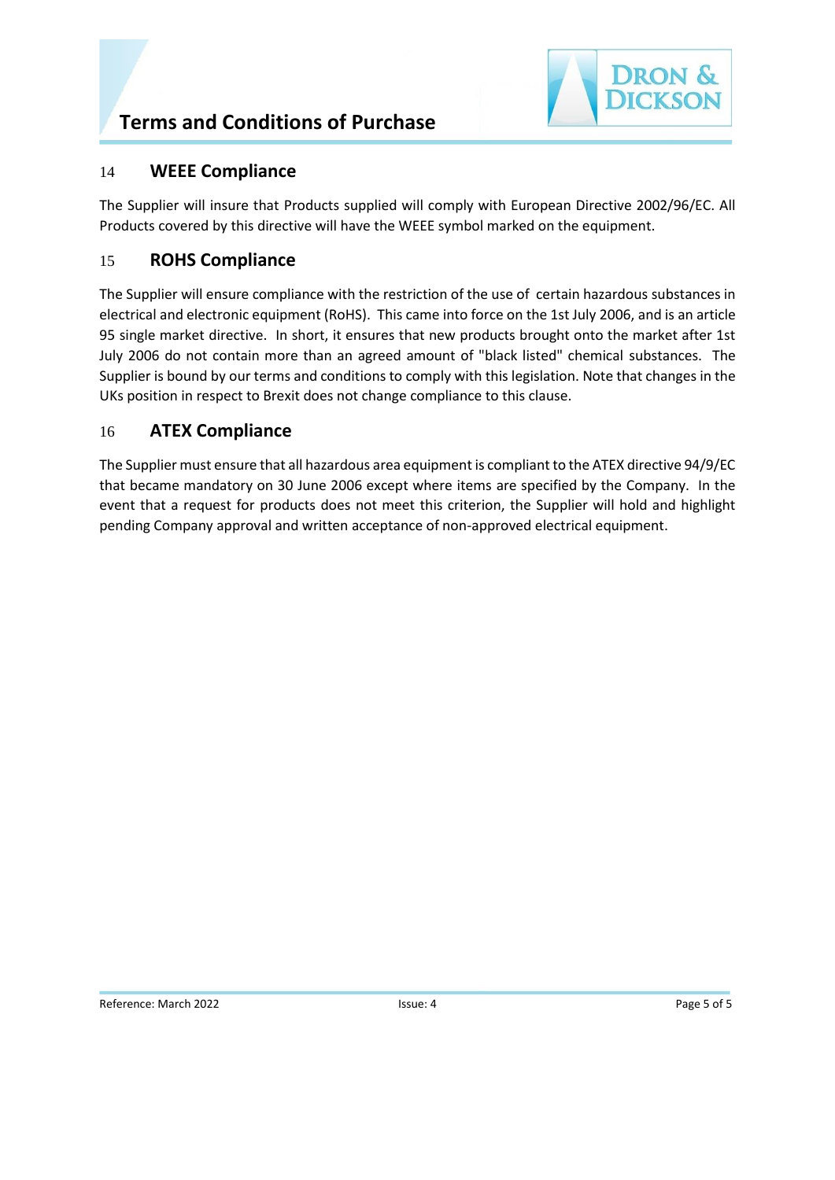## 14 WEEE Compliance

The Supplier will insure that Products supplied will comply with European Directive 2002/96/EC. All Products covered by this directive will have the WEEE symbol marked on the equipment.

## 15 ROHS Compliance

The Supplier will ensure compliance with the restriction of the use of certain hazardous substances in electrical and electronic equipment (RoHS). This came into force on the 1st July 2006, and is an article 95 single market directive. In short, it ensures that new products brought onto the market after 1st July 2006 do not contain more than an agreed amount of "black listed" chemical substances. The Supplier is bound by our terms and conditions to comply with this legislation. Note that changes in the UKs position in respect to Brexit does not change compliance to this clause.

## 16 ATEX Compliance

The Supplier must ensure that all hazardous area equipment is compliant to the ATEX directive 94/9/EC that became mandatory on 30 June 2006 except where items are specified by the Company. In the event that a request for products does not meet this criterion, the Supplier will hold and highlight pending Company approval and written acceptance of non-approved electrical equipment.